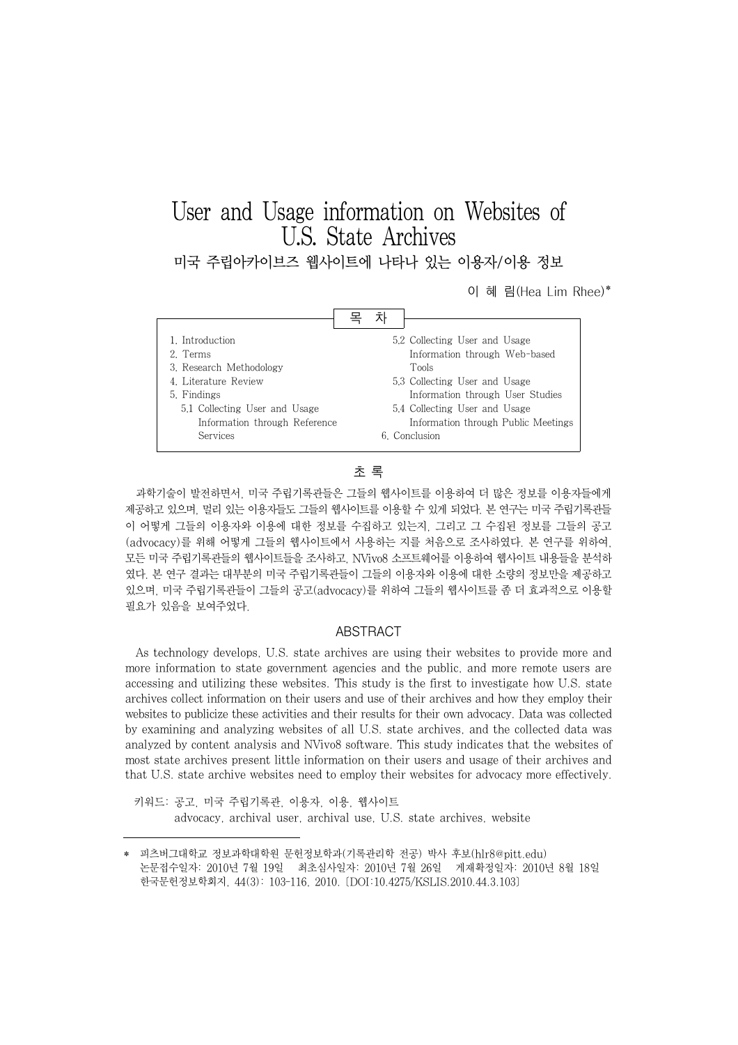# User and Usage information on Websites of U.S. State Archives

## 미국 주립아카이브즈 웹사이트에 나타나 있는 이용자/이용 정보

이 혜 림(Hea Lim Rhee)*

**목 차**

1. Introduction
2. Terms
3. Research Methodology
4. Literature Review
5. Findings
   - 5.1 Collecting User and Usage Information through Reference Services
   - 5.2 Collecting User and Usage Information through Web-based Tools
   - 5.3 Collecting User and Usage Information through User Studies
   - 5.4 Collecting User and Usage Information through Public Meetings
6. Conclusion

## 초 록

과학기술이 발전하면서, 미국 주립기록관들은 그들의 웹사이트를 이용하여 더 많은 정보를 이용자들에게 제공하고 있으며, 멀리 있는 이용자들도 그들의 웹사이트를 이용할 수 있게 되었다. 본 연구는 미국 주립기록관들이 어떻게 그들의 이용자와 이용에 대한 정보를 수집하고 있는지, 그리고 그 수집된 정보를 그들의 공고(advocacy)를 위해 어떻게 그들의 웹사이트에서 사용하는 지를 처음으로 조사하였다. 본 연구를 위하여, 모든 미국 주립기록관들의 웹사이트들을 조사하고, NVivo8 소프트웨어를 이용하여 웹사이트 내용들을 분석하였다. 본 연구 결과는 대부분의 미국 주립기록관들이 그들의 이용자와 이용에 대한 소량의 정보만을 제공하고 있으며, 미국 주립기록관들이 그들의 공고(advocacy)를 위하여 그들의 웹사이트를 좀 더 효과적으로 이용할 필요가 있음을 보여주었다.

## ABSTRACT

As technology develops, U.S. state archives are using their websites to provide more and more information to state government agencies and the public, and more remote users are accessing and utilizing these websites. This study is the first to investigate how U.S. state archives collect information on their users and use of their archives and how they employ their websites to publicize these activities and their results for their own advocacy. Data was collected by examining and analyzing websites of all U.S. state archives, and the collected data was analyzed by content analysis and NVivo8 software. This study indicates that the websites of most state archives present little information on their users and usage of their archives and that U.S. state archive websites need to employ their websites for advocacy more effectively.

키워드: 공고, 미국 주립기록관, 이용자, 이용, 웹사이트
advocacy, archival user, archival use, U.S. state archives, website

---

\* 피츠버그대학교 정보과학대학원 문헌정보학과(기록관리학 전공) 박사 후보(hlr8@pitt.edu)
논문접수일자: 2010년 7월 19일　최초심사일자: 2010년 7월 26일　게재확정일자: 2010년 8월 18일
한국문헌정보학회지, 44(3): 103-116, 2010. [DOI:10.4275/KSLIS.2010.44.3.103]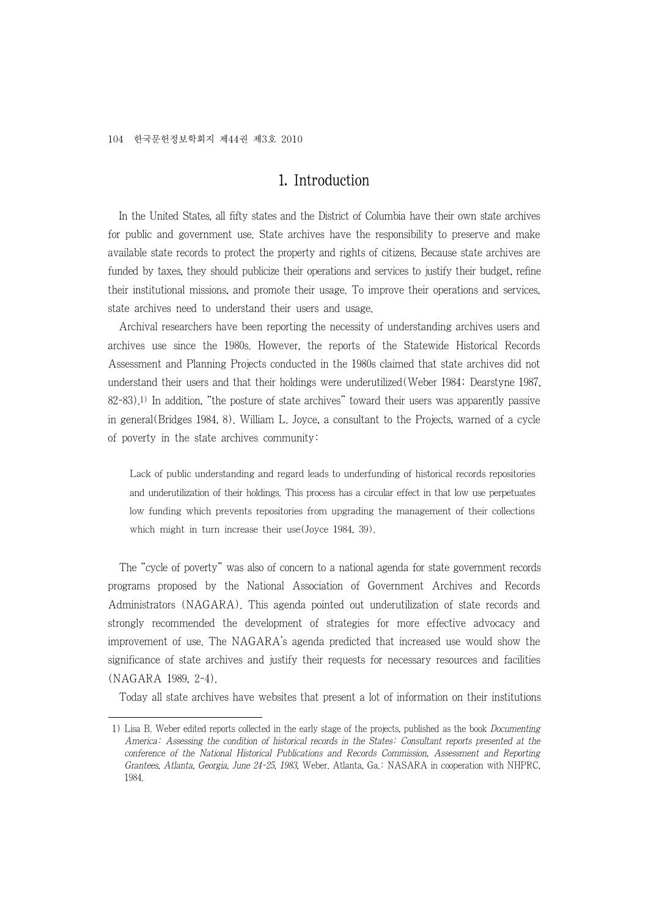# 1. Introduction

In the United States, all fifty states and the District of Columbia have their own state archives for public and government use. State archives have the responsibility to preserve and make available state records to protect the property and rights of citizens. Because state archives are funded by taxes, they should publicize their operations and services to justify their budget, refine their institutional missions, and promote their usage. To improve their operations and services, state archives need to understand their users and usage.

Archival researchers have been reporting the necessity of understanding archives users and archives use since the 1980s. However, the reports of the Statewide Historical Records Assessment and Planning Projects conducted in the 1980s claimed that state archives did not understand their users and that their holdings were underutilized(Weber 1984; Dearstyne 1987, 82-83).[1] In addition, "the posture of state archives" toward their users was apparently passive in general(Bridges 1984, 8). William L. Joyce, a consultant to the Projects, warned of a cycle of poverty in the state archives community:

> Lack of public understanding and regard leads to underfunding of historical records repositories and underutilization of their holdings. This process has a circular effect in that low use perpetuates low funding which prevents repositories from upgrading the management of their collections which might in turn increase their use(Joyce 1984, 39).

The "cycle of poverty" was also of concern to a national agenda for state government records programs proposed by the National Association of Government Archives and Records Administrators (NAGARA). This agenda pointed out underutilization of state records and strongly recommended the development of strategies for more effective advocacy and improvement of use. The NAGARA's agenda predicted that increased use would show the significance of state archives and justify their requests for necessary resources and facilities (NAGARA 1989, 2-4).

Today all state archives have websites that present a lot of information on their institutions

---

1) Lisa B. Weber edited reports collected in the early stage of the projects, published as the book *Documenting America: Assessing the condition of historical records in the States: Consultant reports presented at the conference of the National Historical Publications and Records Commission, Assessment and Reporting Grantees, Atlanta, Georgia, June 24-25, 1983*, Weber. Atlanta, Ga.: NASARA in cooperation with NHPRC, 1984.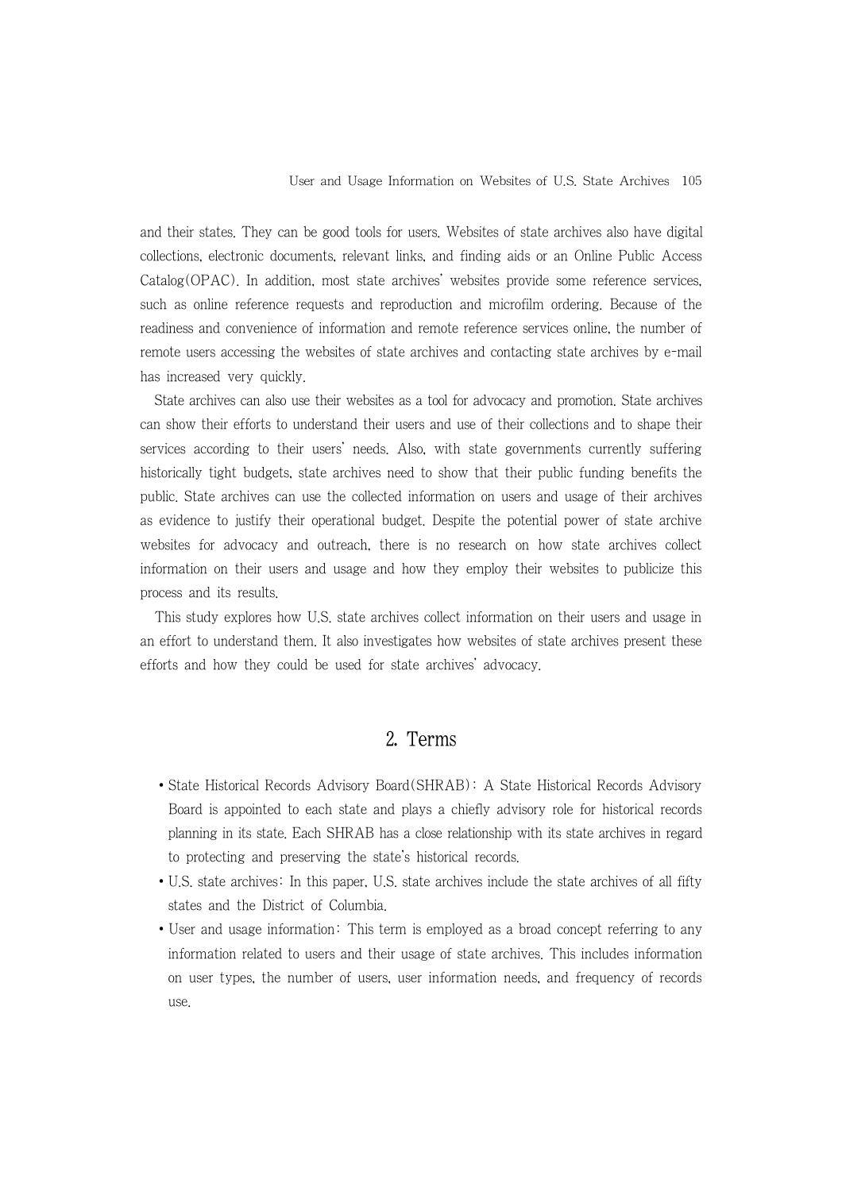and their states. They can be good tools for users. Websites of state archives also have digital collections, electronic documents, relevant links, and finding aids or an Online Public Access Catalog(OPAC). In addition, most state archives' websites provide some reference services, such as online reference requests and reproduction and microfilm ordering. Because of the readiness and convenience of information and remote reference services online, the number of remote users accessing the websites of state archives and contacting state archives by e-mail has increased very quickly.

State archives can also use their websites as a tool for advocacy and promotion. State archives can show their efforts to understand their users and use of their collections and to shape their services according to their users' needs. Also, with state governments currently suffering historically tight budgets, state archives need to show that their public funding benefits the public. State archives can use the collected information on users and usage of their archives as evidence to justify their operational budget. Despite the potential power of state archive websites for advocacy and outreach, there is no research on how state archives collect information on their users and usage and how they employ their websites to publicize this process and its results.

This study explores how U.S. state archives collect information on their users and usage in an effort to understand them. It also investigates how websites of state archives present these efforts and how they could be used for state archives' advocacy.

## 2. Terms

- State Historical Records Advisory Board(SHRAB): A State Historical Records Advisory Board is appointed to each state and plays a chiefly advisory role for historical records planning in its state. Each SHRAB has a close relationship with its state archives in regard to protecting and preserving the state's historical records.
- U.S. state archives: In this paper, U.S. state archives include the state archives of all fifty states and the District of Columbia.
- User and usage information: This term is employed as a broad concept referring to any information related to users and their usage of state archives. This includes information on user types, the number of users, user information needs, and frequency of records use.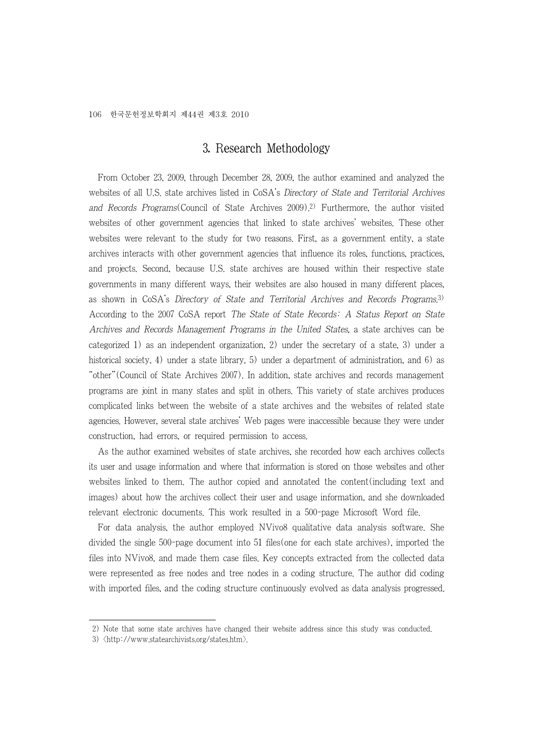## 3. Research Methodology

From October 23, 2009, through December 28, 2009, the author examined and analyzed the websites of all U.S. state archives listed in CoSA's *Directory of State and Territorial Archives and Records Programs*(Council of State Archives 2009).[2] Furthermore, the author visited websites of other government agencies that linked to state archives' websites. These other websites were relevant to the study for two reasons. First, as a government entity, a state archives interacts with other government agencies that influence its roles, functions, practices, and projects. Second, because U.S. state archives are housed within their respective state governments in many different ways, their websites are also housed in many different places, as shown in CoSA's *Directory of State and Territorial Archives and Records Programs*.[3] According to the 2007 CoSA report *The State of State Records: A Status Report on State Archives and Records Management Programs in the United States*, a state archives can be categorized 1) as an independent organization, 2) under the secretary of a state, 3) under a historical society, 4) under a state library, 5) under a department of administration, and 6) as "other"(Council of State Archives 2007). In addition, state archives and records management programs are joint in many states and split in others. This variety of state archives produces complicated links between the website of a state archives and the websites of related state agencies. However, several state archives' Web pages were inaccessible because they were under construction, had errors, or required permission to access.

As the author examined websites of state archives, she recorded how each archives collects its user and usage information and where that information is stored on those websites and other websites linked to them. The author copied and annotated the content(including text and images) about how the archives collect their user and usage information, and she downloaded relevant electronic documents. This work resulted in a 500-page Microsoft Word file.

For data analysis, the author employed NVivo8 qualitative data analysis software. She divided the single 500-page document into 51 files(one for each state archives), imported the files into NVivo8, and made them case files. Key concepts extracted from the collected data were represented as free nodes and tree nodes in a coding structure. The author did coding with imported files, and the coding structure continuously evolved as data analysis progressed.

---

2) Note that some state archives have changed their website address since this study was conducted.

3) 〈http://www.statearchivists.org/states.htm〉.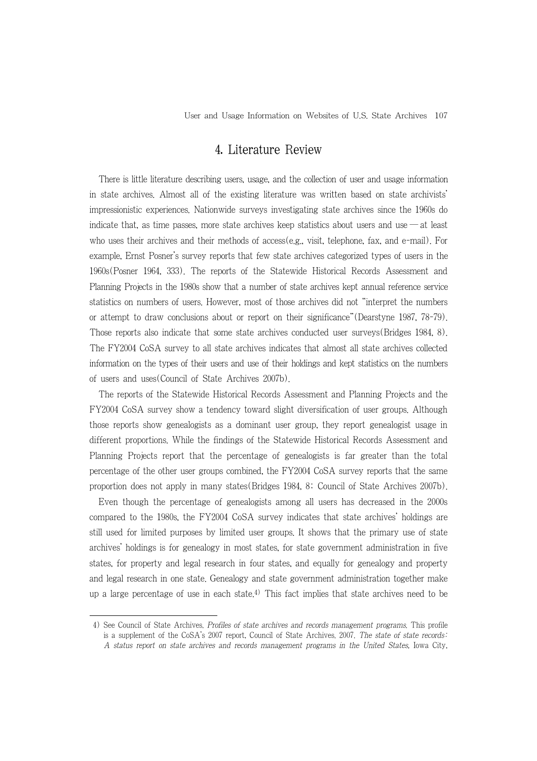## 4. Literature Review

There is little literature describing users, usage, and the collection of user and usage information in state archives. Almost all of the existing literature was written based on state archivists' impressionistic experiences. Nationwide surveys investigating state archives since the 1960s do indicate that, as time passes, more state archives keep statistics about users and use — at least who uses their archives and their methods of access(e.g., visit, telephone, fax, and e-mail). For example, Ernst Posner's survey reports that few state archives categorized types of users in the 1960s(Posner 1964, 333). The reports of the Statewide Historical Records Assessment and Planning Projects in the 1980s show that a number of state archives kept annual reference service statistics on numbers of users. However, most of those archives did not "interpret the numbers or attempt to draw conclusions about or report on their significance"(Dearstyne 1987, 78-79). Those reports also indicate that some state archives conducted user surveys(Bridges 1984, 8). The FY2004 CoSA survey to all state archives indicates that almost all state archives collected information on the types of their users and use of their holdings and kept statistics on the numbers of users and uses(Council of State Archives 2007b).

The reports of the Statewide Historical Records Assessment and Planning Projects and the FY2004 CoSA survey show a tendency toward slight diversification of user groups. Although those reports show genealogists as a dominant user group, they report genealogist usage in different proportions. While the findings of the Statewide Historical Records Assessment and Planning Projects report that the percentage of genealogists is far greater than the total percentage of the other user groups combined, the FY2004 CoSA survey reports that the same proportion does not apply in many states(Bridges 1984, 8; Council of State Archives 2007b).

Even though the percentage of genealogists among all users has decreased in the 2000s compared to the 1980s, the FY2004 CoSA survey indicates that state archives' holdings are still used for limited purposes by limited user groups. It shows that the primary use of state archives' holdings is for genealogy in most states, for state government administration in five states, for property and legal research in four states, and equally for genealogy and property and legal research in one state. Genealogy and state government administration together make up a large percentage of use in each state.[4] This fact implies that state archives need to be

---

4) See Council of State Archives. *Profiles of state archives and records management programs*. This profile is a supplement of the CoSA's 2007 report, Council of State Archives. 2007. *The state of state records: A status report on state archives and records management programs in the United States*, Iowa City,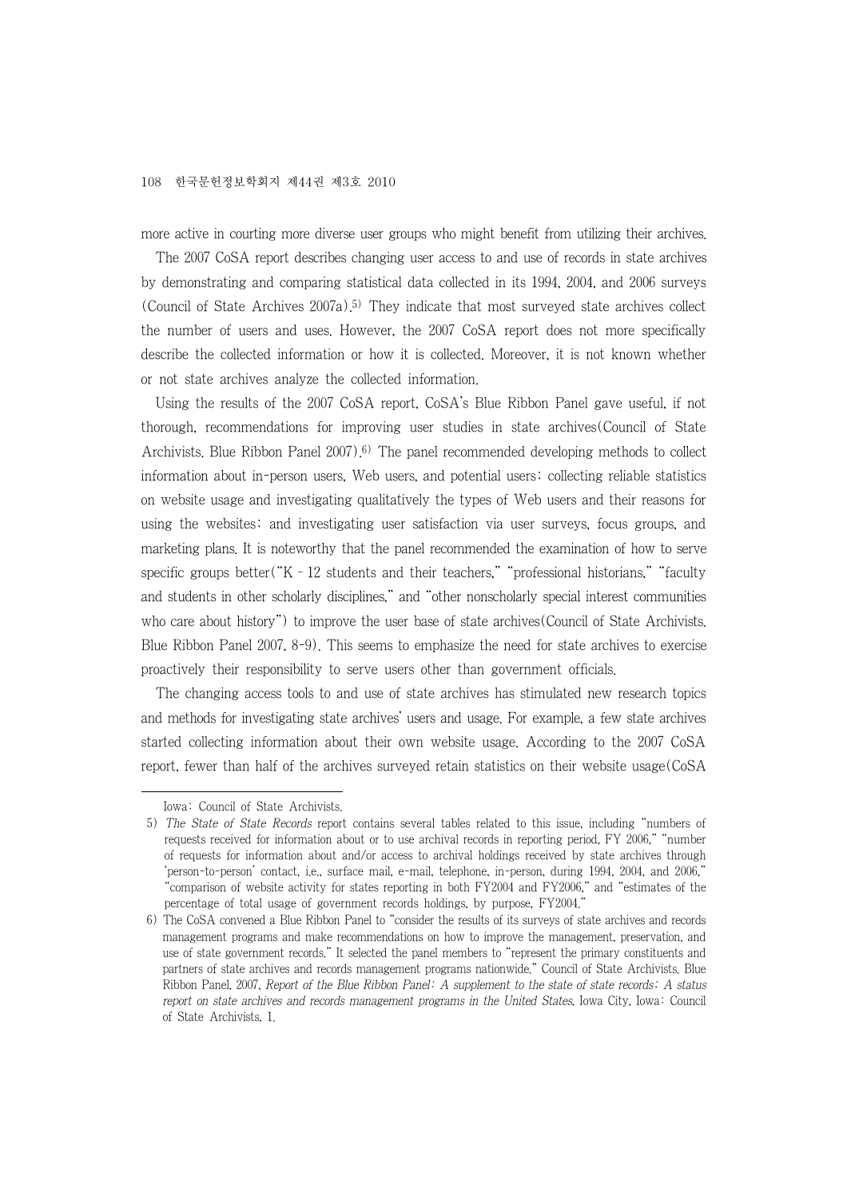more active in courting more diverse user groups who might benefit from utilizing their archives.

The 2007 CoSA report describes changing user access to and use of records in state archives by demonstrating and comparing statistical data collected in its 1994, 2004, and 2006 surveys (Council of State Archives 2007a).[5] They indicate that most surveyed state archives collect the number of users and uses. However, the 2007 CoSA report does not more specifically describe the collected information or how it is collected. Moreover, it is not known whether or not state archives analyze the collected information.

Using the results of the 2007 CoSA report, CoSA's Blue Ribbon Panel gave useful, if not thorough, recommendations for improving user studies in state archives(Council of State Archivists. Blue Ribbon Panel 2007).[6] The panel recommended developing methods to collect information about in-person users, Web users, and potential users; collecting reliable statistics on website usage and investigating qualitatively the types of Web users and their reasons for using the websites; and investigating user satisfaction via user surveys, focus groups, and marketing plans. It is noteworthy that the panel recommended the examination of how to serve specific groups better("K–12 students and their teachers," "professional historians," "faculty and students in other scholarly disciplines," and "other nonscholarly special interest communities who care about history") to improve the user base of state archives(Council of State Archivists. Blue Ribbon Panel 2007, 8-9). This seems to emphasize the need for state archives to exercise proactively their responsibility to serve users other than government officials.

The changing access tools to and use of state archives has stimulated new research topics and methods for investigating state archives' users and usage. For example, a few state archives started collecting information about their own website usage. According to the 2007 CoSA report, fewer than half of the archives surveyed retain statistics on their website usage(CoSA

---

Iowa: Council of State Archivists.

5) *The State of State Records* report contains several tables related to this issue, including "numbers of requests received for information about or to use archival records in reporting period, FY 2006," "number of requests for information about and/or access to archival holdings received by state archives through 'person-to-person' contact, i.e., surface mail, e-mail, telephone, in-person, during 1994, 2004, and 2006," "comparison of website activity for states reporting in both FY2004 and FY2006," and "estimates of the percentage of total usage of government records holdings, by purpose, FY2004."

6) The CoSA convened a Blue Ribbon Panel to "consider the results of its surveys of state archives and records management programs and make recommendations on how to improve the management, preservation, and use of state government records." It selected the panel members to "represent the primary constituents and partners of state archives and records management programs nationwide." Council of State Archivists. Blue Ribbon Panel, 2007, *Report of the Blue Ribbon Panel: A supplement to the state of state records: A status report on state archives and records management programs in the United States*, Iowa City, Iowa: Council of State Archivists, 1.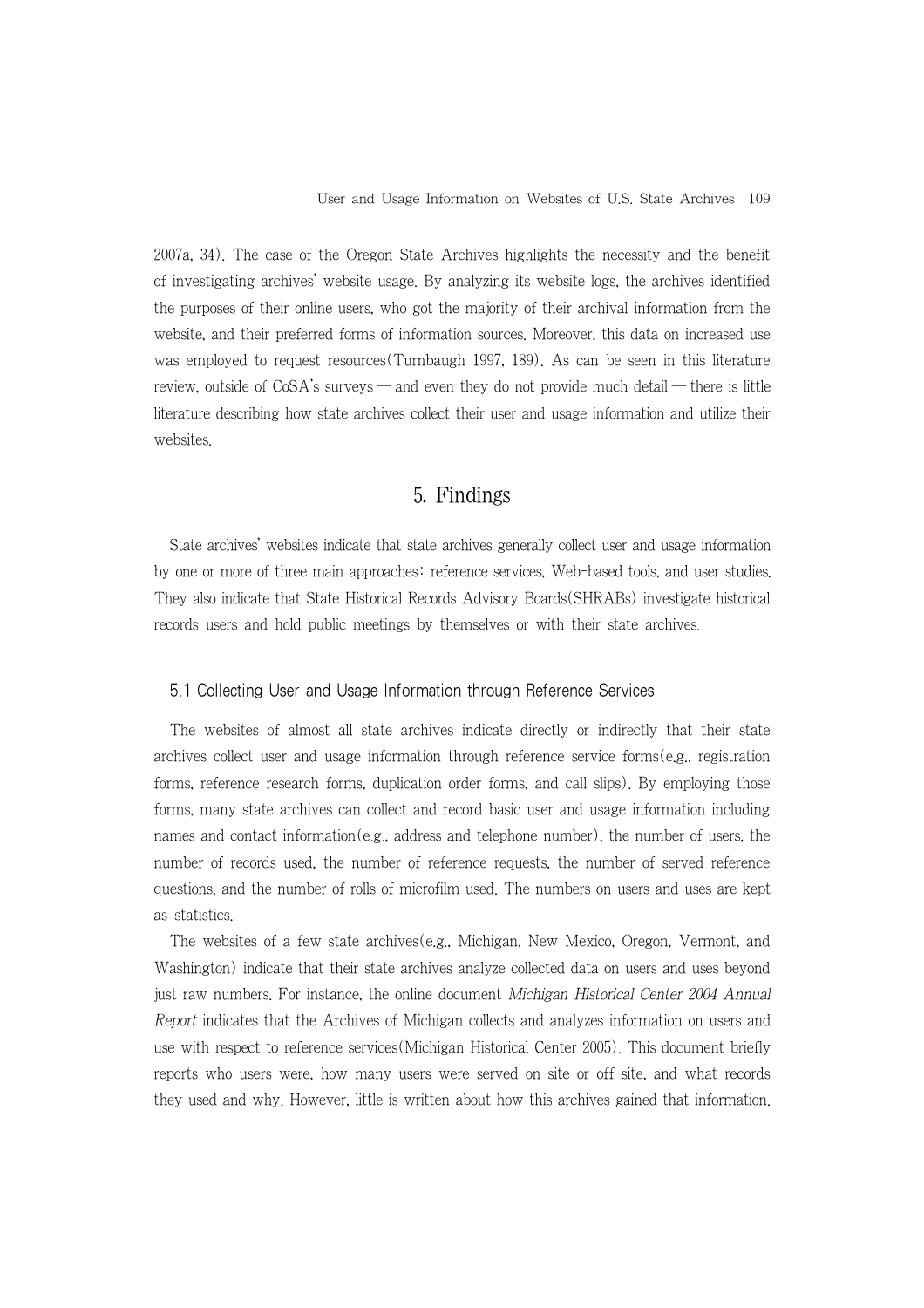2007a, 34). The case of the Oregon State Archives highlights the necessity and the benefit of investigating archives' website usage. By analyzing its website logs, the archives identified the purposes of their online users, who got the majority of their archival information from the website, and their preferred forms of information sources. Moreover, this data on increased use was employed to request resources(Turnbaugh 1997, 189). As can be seen in this literature review, outside of CoSA's surveys ― and even they do not provide much detail ― there is little literature describing how state archives collect their user and usage information and utilize their websites.

## 5. Findings

State archives' websites indicate that state archives generally collect user and usage information by one or more of three main approaches: reference services, Web-based tools, and user studies. They also indicate that State Historical Records Advisory Boards(SHRABs) investigate historical records users and hold public meetings by themselves or with their state archives.

### 5.1 Collecting User and Usage Information through Reference Services

The websites of almost all state archives indicate directly or indirectly that their state archives collect user and usage information through reference service forms(e.g., registration forms, reference research forms, duplication order forms, and call slips). By employing those forms, many state archives can collect and record basic user and usage information including names and contact information(e.g., address and telephone number), the number of users, the number of records used, the number of reference requests, the number of served reference questions, and the number of rolls of microfilm used. The numbers on users and uses are kept as statistics.

The websites of a few state archives(e.g., Michigan, New Mexico, Oregon, Vermont, and Washington) indicate that their state archives analyze collected data on users and uses beyond just raw numbers. For instance, the online document *Michigan Historical Center 2004 Annual Report* indicates that the Archives of Michigan collects and analyzes information on users and use with respect to reference services(Michigan Historical Center 2005). This document briefly reports who users were, how many users were served on-site or off-site, and what records they used and why. However, little is written about how this archives gained that information.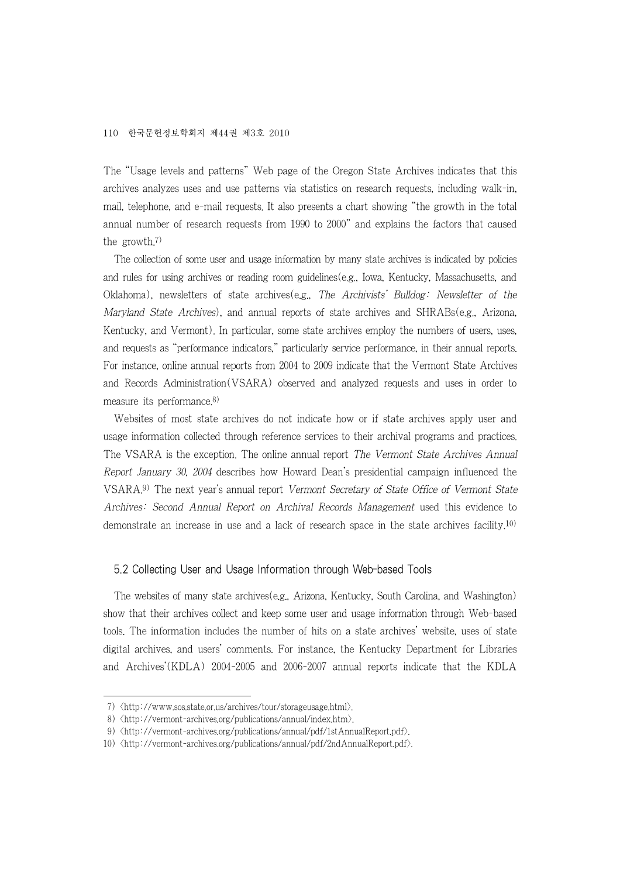The "Usage levels and patterns" Web page of the Oregon State Archives indicates that this archives analyzes uses and use patterns via statistics on research requests, including walk-in, mail, telephone, and e-mail requests. It also presents a chart showing "the growth in the total annual number of research requests from 1990 to 2000" and explains the factors that caused the growth.[7)]

The collection of some user and usage information by many state archives is indicated by policies and rules for using archives or reading room guidelines(e.g., Iowa, Kentucky, Massachusetts, and Oklahoma), newsletters of state archives(e.g., *The Archivists' Bulldog: Newsletter of the Maryland State Archives*), and annual reports of state archives and SHRABs(e.g., Arizona, Kentucky, and Vermont). In particular, some state archives employ the numbers of users, uses, and requests as "performance indicators," particularly service performance, in their annual reports. For instance, online annual reports from 2004 to 2009 indicate that the Vermont State Archives and Records Administration(VSARA) observed and analyzed requests and uses in order to measure its performance.[8)]

Websites of most state archives do not indicate how or if state archives apply user and usage information collected through reference services to their archival programs and practices. The VSARA is the exception. The online annual report *The Vermont State Archives Annual Report January 30, 2004* describes how Howard Dean's presidential campaign influenced the VSARA.[9)] The next year's annual report *Vermont Secretary of State Office of Vermont State Archives: Second Annual Report on Archival Records Management* used this evidence to demonstrate an increase in use and a lack of research space in the state archives facility.[10)]

### 5.2 Collecting User and Usage Information through Web-based Tools

The websites of many state archives(e.g., Arizona, Kentucky, South Carolina, and Washington) show that their archives collect and keep some user and usage information through Web-based tools. The information includes the number of hits on a state archives' website, uses of state digital archives, and users' comments. For instance, the Kentucky Department for Libraries and Archives'(KDLA) 2004-2005 and 2006-2007 annual reports indicate that the KDLA

---

7) 〈http://www.sos.state.or.us/archives/tour/storageusage.html〉.

8) 〈http://vermont-archives.org/publications/annual/index.htm〉.

9) 〈http://vermont-archives.org/publications/annual/pdf/1stAnnualReport.pdf〉.

10) 〈http://vermont-archives.org/publications/annual/pdf/2ndAnnualReport.pdf〉.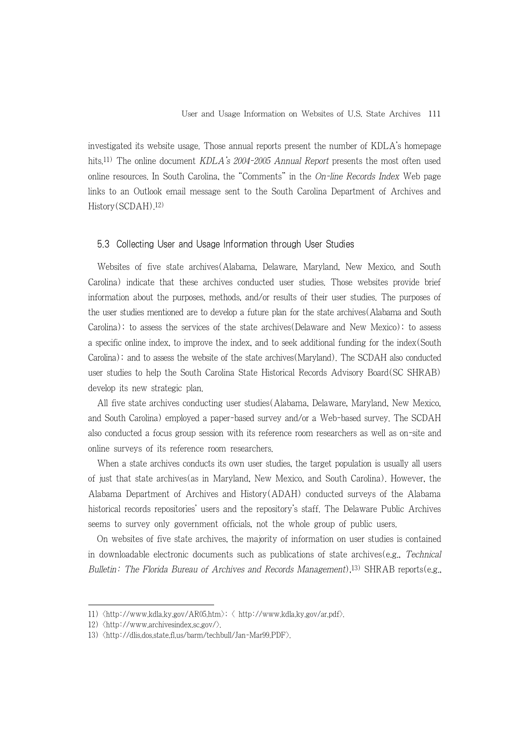investigated its website usage. Those annual reports present the number of KDLA's homepage hits.[11] The online document *KDLA's 2004-2005 Annual Report* presents the most often used online resources. In South Carolina, the "Comments" in the *On-line Records Index* Web page links to an Outlook email message sent to the South Carolina Department of Archives and History(SCDAH).[12]

### 5.3 Collecting User and Usage Information through User Studies

Websites of five state archives(Alabama, Delaware, Maryland, New Mexico, and South Carolina) indicate that these archives conducted user studies. Those websites provide brief information about the purposes, methods, and/or results of their user studies. The purposes of the user studies mentioned are to develop a future plan for the state archives(Alabama and South Carolina); to assess the services of the state archives(Delaware and New Mexico); to assess a specific online index, to improve the index, and to seek additional funding for the index(South Carolina); and to assess the website of the state archives(Maryland). The SCDAH also conducted user studies to help the South Carolina State Historical Records Advisory Board(SC SHRAB) develop its new strategic plan.

All five state archives conducting user studies(Alabama, Delaware, Maryland, New Mexico, and South Carolina) employed a paper-based survey and/or a Web-based survey. The SCDAH also conducted a focus group session with its reference room researchers as well as on-site and online surveys of its reference room researchers.

When a state archives conducts its own user studies, the target population is usually all users of just that state archives(as in Maryland, New Mexico, and South Carolina). However, the Alabama Department of Archives and History(ADAH) conducted surveys of the Alabama historical records repositories' users and the repository's staff. The Delaware Public Archives seems to survey only government officials, not the whole group of public users.

On websites of five state archives, the majority of information on user studies is contained in downloadable electronic documents such as publications of state archives(e.g., *Technical Bulletin: The Florida Bureau of Archives and Records Management*),[13] SHRAB reports(e.g.,

---

11) 〈http://www.kdla.ky.gov/AR05.htm〉; 〈 http://www.kdla.ky.gov/ar.pdf〉.

12) 〈http://www.archivesindex.sc.gov/〉.

13) 〈http://dlis.dos.state.fl.us/barm/techbull/Jan-Mar99.PDF〉.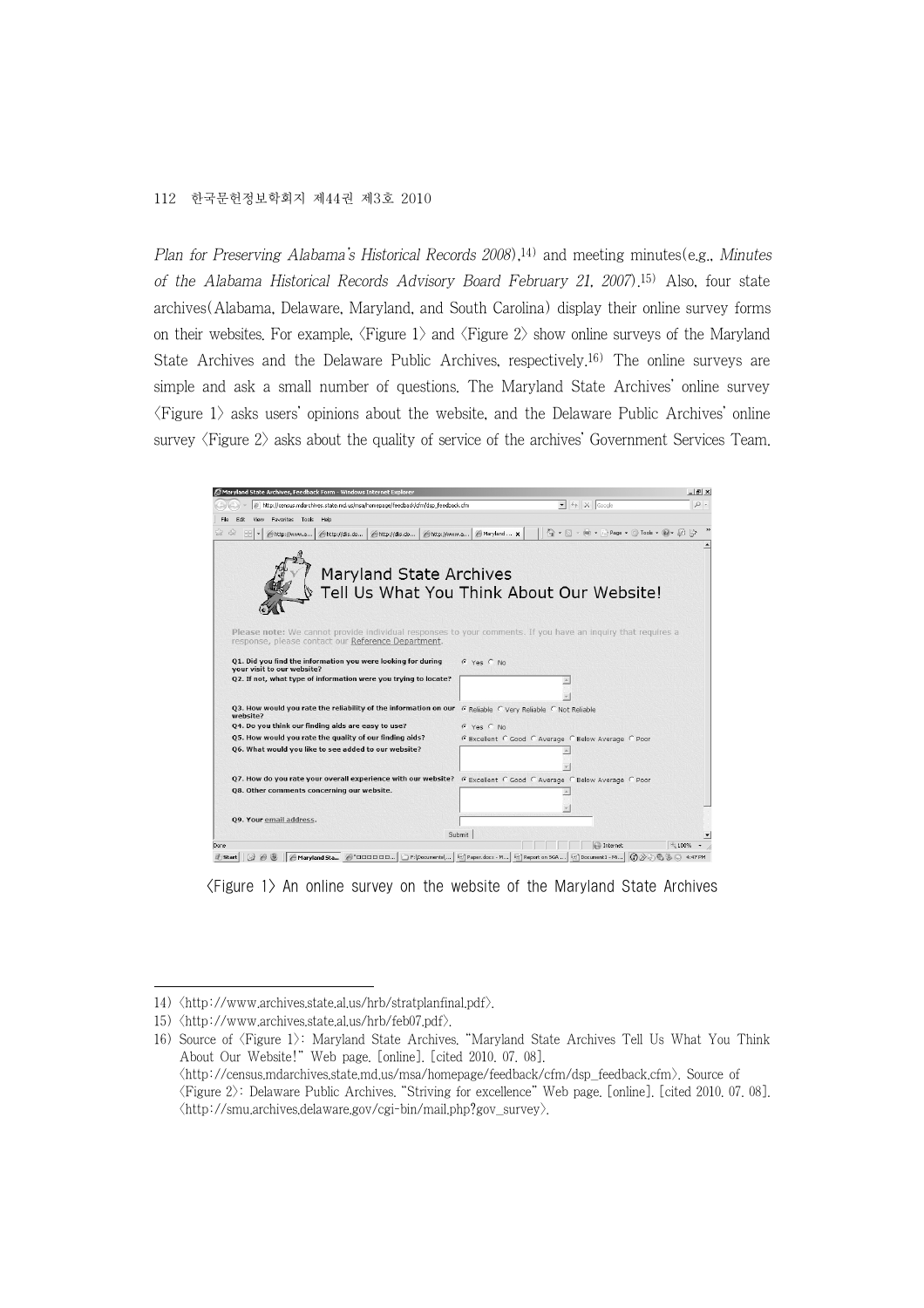*Plan for Preserving Alabama's Historical Records 2008*),[14] and meeting minutes(e.g., *Minutes of the Alabama Historical Records Advisory Board February 21, 2007*).[15] Also, four state archives(Alabama, Delaware, Maryland, and South Carolina) display their online survey forms on their websites. For example, ⟨Figure 1⟩ and ⟨Figure 2⟩ show online surveys of the Maryland State Archives and the Delaware Public Archives, respectively.[16] The online surveys are simple and ask a small number of questions. The Maryland State Archives' online survey ⟨Figure 1⟩ asks users' opinions about the website, and the Delaware Public Archives' online survey ⟨Figure 2⟩ asks about the quality of service of the archives' Government Services Team.

⟨Figure 1⟩ An online survey on the website of the Maryland State Archives

---

14) ⟨http://www.archives.state.al.us/hrb/stratplanfinal.pdf⟩.

15) ⟨http://www.archives.state.al.us/hrb/feb07.pdf⟩.

16) Source of ⟨Figure 1⟩: Maryland State Archives. "Maryland State Archives Tell Us What You Think About Our Website!" Web page. [online]. [cited 2010. 07. 08]. ⟨http://census.mdarchives.state.md.us/msa/homepage/feedback/cfm/dsp_feedback.cfm⟩. Source of ⟨Figure 2⟩: Delaware Public Archives. "Striving for excellence" Web page. [online]. [cited 2010. 07. 08]. ⟨http://smu.archives.delaware.gov/cgi-bin/mail.php?gov_survey⟩.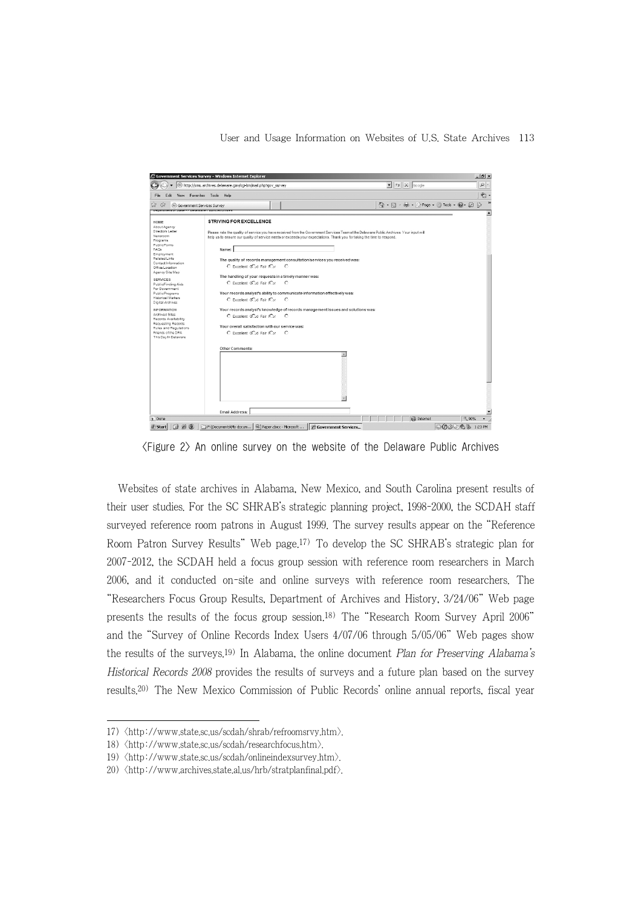〈Figure 2〉 An online survey on the website of the Delaware Public Archives

Websites of state archives in Alabama, New Mexico, and South Carolina present results of their user studies. For the SC SHRAB's strategic planning project, 1998-2000, the SCDAH staff surveyed reference room patrons in August 1999. The survey results appear on the "Reference Room Patron Survey Results" Web page.[17] To develop the SC SHRAB's strategic plan for 2007-2012, the SCDAH held a focus group session with reference room researchers in March 2006, and it conducted on-site and online surveys with reference room researchers. The "Researchers Focus Group Results, Department of Archives and History, 3/24/06" Web page presents the results of the focus group session.[18] The "Research Room Survey April 2006" and the "Survey of Online Records Index Users 4/07/06 through 5/05/06" Web pages show the results of the surveys.[19] In Alabama, the online document *Plan for Preserving Alabama's Historical Records 2008* provides the results of surveys and a future plan based on the survey results.[20] The New Mexico Commission of Public Records' online annual reports, fiscal year

17) 〈http://www.state.sc.us/scdah/shrab/refroomsrvy.htm〉.

18) 〈http://www.state.sc.us/scdah/researchfocus.htm〉.

19) 〈http://www.state.sc.us/scdah/onlineindexsurvey.htm〉.

20) 〈http://www.archives.state.al.us/hrb/stratplanfinal.pdf〉.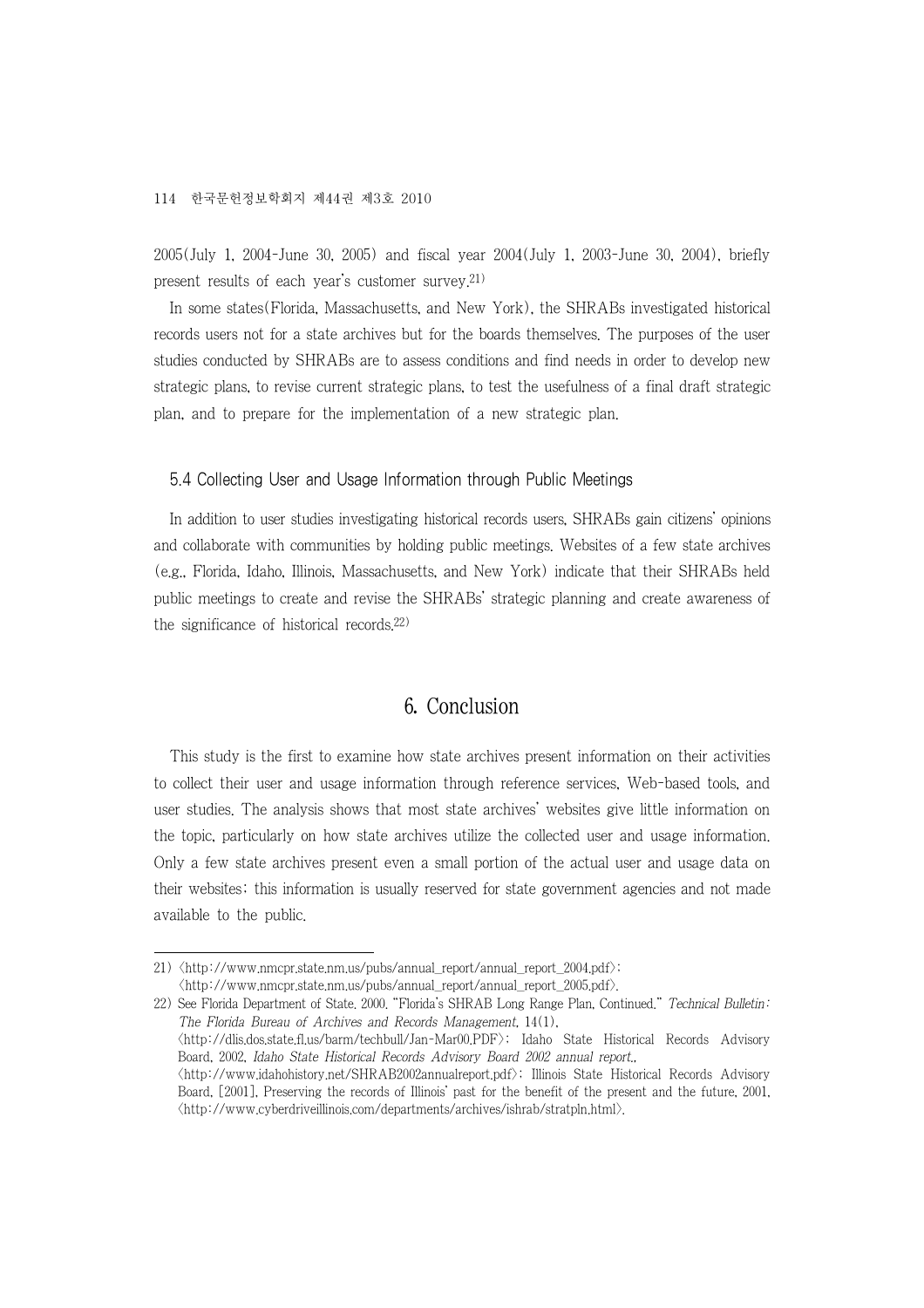2005(July 1, 2004-June 30, 2005) and fiscal year 2004(July 1, 2003-June 30, 2004), briefly present results of each year's customer survey.[21]

In some states(Florida, Massachusetts, and New York), the SHRABs investigated historical records users not for a state archives but for the boards themselves. The purposes of the user studies conducted by SHRABs are to assess conditions and find needs in order to develop new strategic plans, to revise current strategic plans, to test the usefulness of a final draft strategic plan, and to prepare for the implementation of a new strategic plan.

### 5.4 Collecting User and Usage Information through Public Meetings

In addition to user studies investigating historical records users, SHRABs gain citizens' opinions and collaborate with communities by holding public meetings. Websites of a few state archives (e.g., Florida, Idaho, Illinois, Massachusetts, and New York) indicate that their SHRABs held public meetings to create and revise the SHRABs' strategic planning and create awareness of the significance of historical records.[22]

## 6. Conclusion

This study is the first to examine how state archives present information on their activities to collect their user and usage information through reference services, Web-based tools, and user studies. The analysis shows that most state archives' websites give little information on the topic, particularly on how state archives utilize the collected user and usage information. Only a few state archives present even a small portion of the actual user and usage data on their websites; this information is usually reserved for state government agencies and not made available to the public.

---

21) <http://www.nmcpr.state.nm.us/pubs/annual_report/annual_report_2004.pdf>; <http://www.nmcpr.state.nm.us/pubs/annual_report/annual_report_2005.pdf>.

22) See Florida Department of State. 2000. "Florida's SHRAB Long Range Plan, Continued." *Technical Bulletin: The Florida Bureau of Archives and Records Management*, 14(1), <http://dlis.dos.state.fl.us/barm/techbull/Jan-Mar00.PDF>; Idaho State Historical Records Advisory Board. 2002. *Idaho State Historical Records Advisory Board 2002 annual report.*, <http://www.idahohistory.net/SHRAB2002annualreport.pdf>; Illinois State Historical Records Advisory Board. [2001]. Preserving the records of Illinois' past for the benefit of the present and the future. 2001, <http://www.cyberdriveillinois.com/departments/archives/ishrab/stratpln.html>.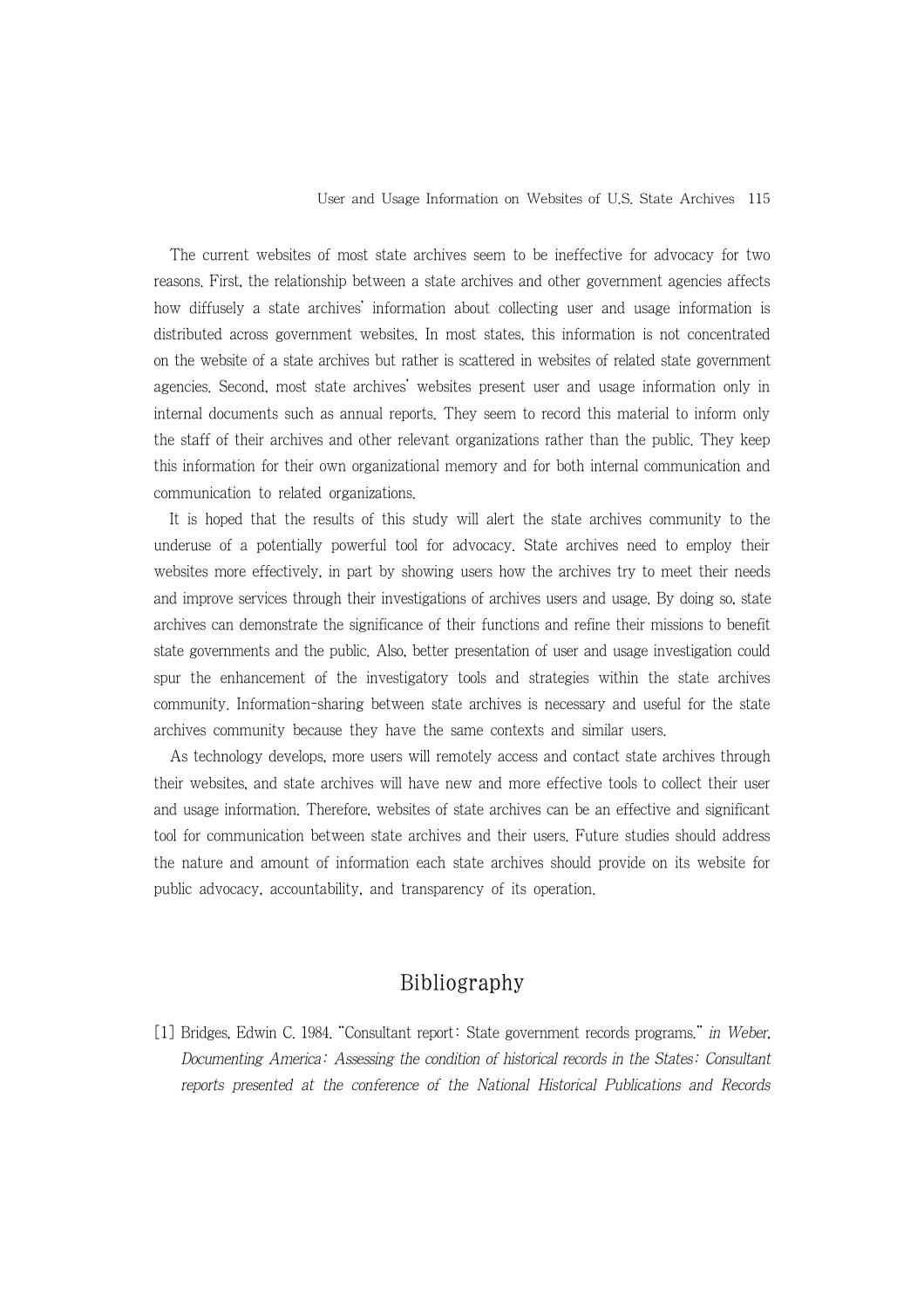The current websites of most state archives seem to be ineffective for advocacy for two reasons. First, the relationship between a state archives and other government agencies affects how diffusely a state archives' information about collecting user and usage information is distributed across government websites. In most states, this information is not concentrated on the website of a state archives but rather is scattered in websites of related state government agencies. Second, most state archives' websites present user and usage information only in internal documents such as annual reports. They seem to record this material to inform only the staff of their archives and other relevant organizations rather than the public. They keep this information for their own organizational memory and for both internal communication and communication to related organizations.

It is hoped that the results of this study will alert the state archives community to the underuse of a potentially powerful tool for advocacy. State archives need to employ their websites more effectively, in part by showing users how the archives try to meet their needs and improve services through their investigations of archives users and usage. By doing so, state archives can demonstrate the significance of their functions and refine their missions to benefit state governments and the public. Also, better presentation of user and usage investigation could spur the enhancement of the investigatory tools and strategies within the state archives community. Information-sharing between state archives is necessary and useful for the state archives community because they have the same contexts and similar users.

As technology develops, more users will remotely access and contact state archives through their websites, and state archives will have new and more effective tools to collect their user and usage information. Therefore, websites of state archives can be an effective and significant tool for communication between state archives and their users. Future studies should address the nature and amount of information each state archives should provide on its website for public advocacy, accountability, and transparency of its operation.

## Bibliography

[1] Bridges, Edwin C. 1984. "Consultant report: State government records programs." *in Weber, Documenting America: Assessing the condition of historical records in the States: Consultant reports presented at the conference of the National Historical Publications and Records*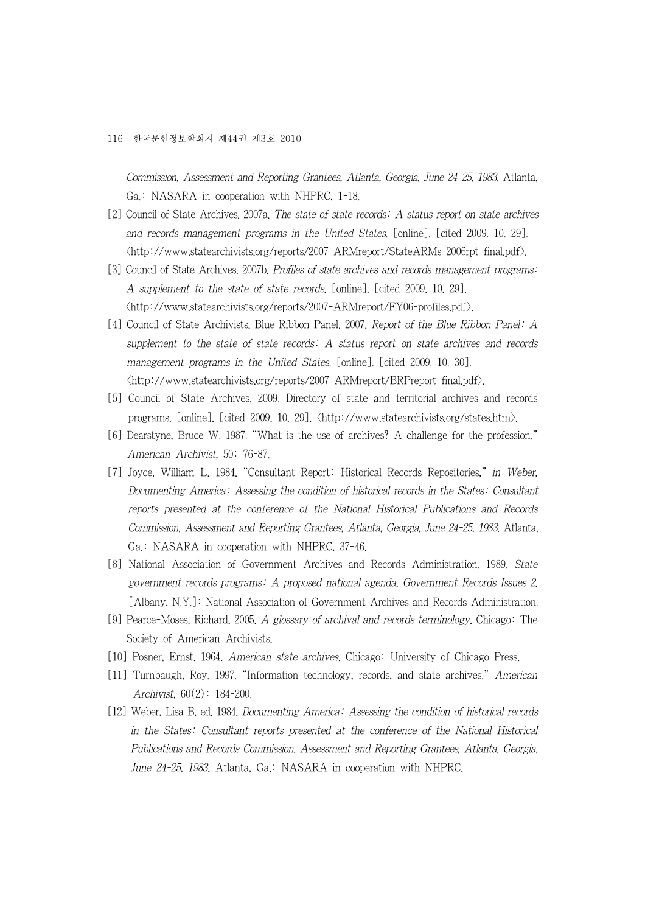*Commission, Assessment and Reporting Grantees, Atlanta, Georgia, June 24-25, 1983.* Atlanta, Ga.: NASARA in cooperation with NHPRC, 1-18.

[2] Council of State Archives. 2007a. *The state of state records: A status report on state archives and records management programs in the United States.* [online]. [cited 2009. 10. 29]. <http://www.statearchivists.org/reports/2007-ARMreport/StateARMs-2006rpt-final.pdf>.

[3] Council of State Archives. 2007b. *Profiles of state archives and records management programs: A supplement to the state of state records.* [online]. [cited 2009. 10. 29]. <http://www.statearchivists.org/reports/2007-ARMreport/FY06-profiles.pdf>.

[4] Council of State Archivists. Blue Ribbon Panel. 2007. *Report of the Blue Ribbon Panel: A supplement to the state of state records: A status report on state archives and records management programs in the United States.* [online]. [cited 2009. 10. 30]. <http://www.statearchivists.org/reports/2007-ARMreport/BRPreport-final.pdf>.

[5] Council of State Archives. 2009. Directory of state and territorial archives and records programs. [online]. [cited 2009. 10. 29]. <http://www.statearchivists.org/states.htm>.

[6] Dearstyne, Bruce W. 1987. "What is the use of archives? A challenge for the profession." *American Archivist*, 50: 76-87.

[7] Joyce, William L. 1984. "Consultant Report: Historical Records Repositories." *in Weber, Documenting America: Assessing the condition of historical records in the States: Consultant reports presented at the conference of the National Historical Publications and Records Commission, Assessment and Reporting Grantees, Atlanta, Georgia, June 24-25, 1983.* Atlanta, Ga.: NASARA in cooperation with NHPRC, 37-46.

[8] National Association of Government Archives and Records Administration. 1989. *State government records programs: A proposed national agenda. Government Records Issues 2.* [Albany, N.Y.]: National Association of Government Archives and Records Administration.

[9] Pearce-Moses, Richard. 2005. *A glossary of archival and records terminology.* Chicago: The Society of American Archivists.

[10] Posner, Ernst. 1964. *American state archives.* Chicago: University of Chicago Press.

[11] Turnbaugh, Roy. 1997. "Information technology, records, and state archives." *American Archivist*, 60(2): 184-200.

[12] Weber, Lisa B, ed. 1984. *Documenting America: Assessing the condition of historical records in the States: Consultant reports presented at the conference of the National Historical Publications and Records Commission, Assessment and Reporting Grantees, Atlanta, Georgia, June 24-25, 1983.* Atlanta, Ga.: NASARA in cooperation with NHPRC.